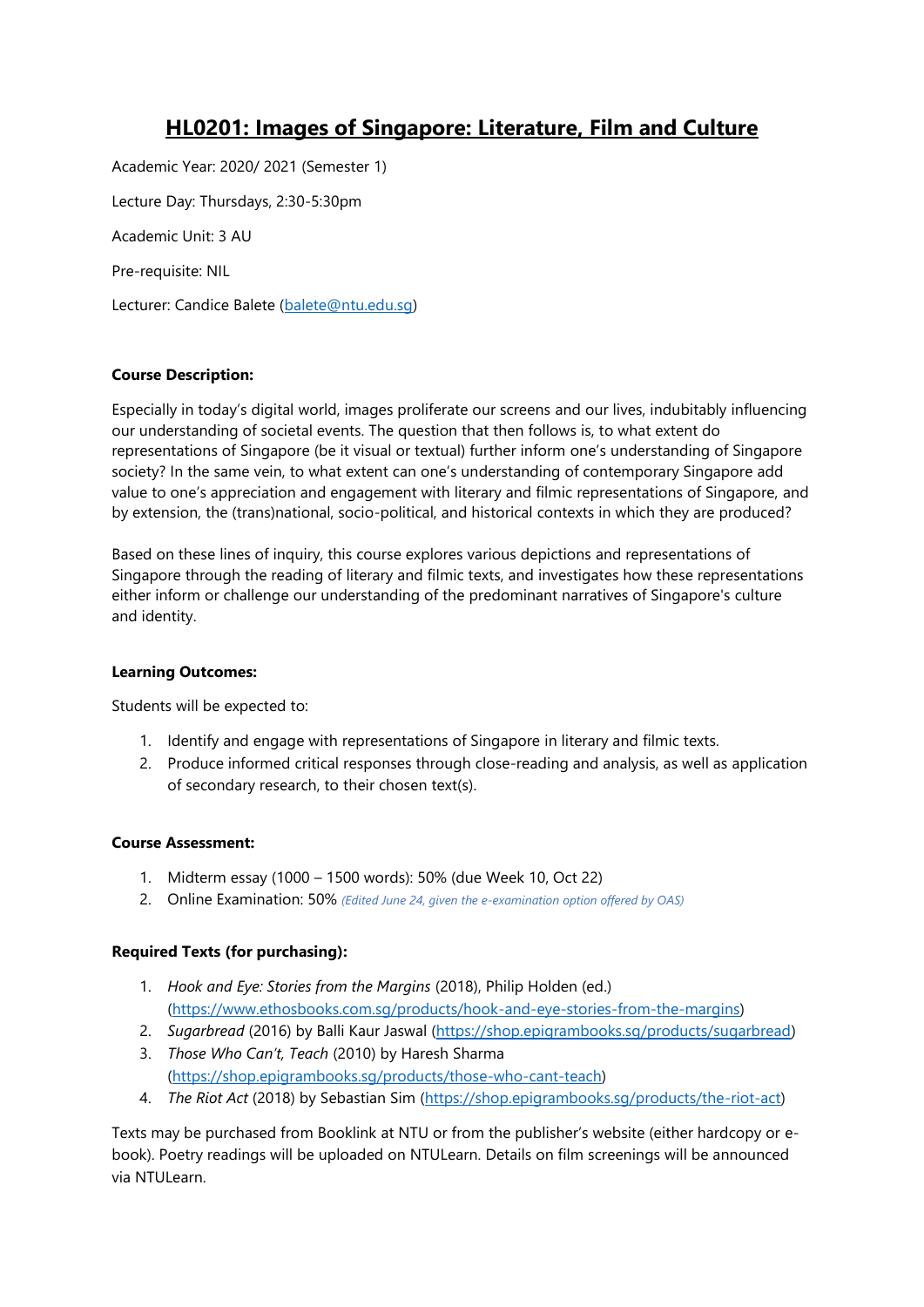# HL0201: Images of Singapore: Literature, Film and Culture

Academic Year: 2020/ 2021 (Semester 1)

Lecture Day: Thursdays, 2:30-5:30pm

Academic Unit: 3 AU

Pre-requisite: NIL

Lecturer: Candice Balete (balete@ntu.edu.sg)

**Course Description:**

Especially in today's digital world, images proliferate our screens and our lives, indubitably influencing our understanding of societal events. The question that then follows is, to what extent do representations of Singapore (be it visual or textual) further inform one's understanding of Singapore society? In the same vein, to what extent can one's understanding of contemporary Singapore add value to one's appreciation and engagement with literary and filmic representations of Singapore, and by extension, the (trans)national, socio-political, and historical contexts in which they are produced?

Based on these lines of inquiry, this course explores various depictions and representations of Singapore through the reading of literary and filmic texts, and investigates how these representations either inform or challenge our understanding of the predominant narratives of Singapore's culture and identity.

**Learning Outcomes:**

Students will be expected to:

1. Identify and engage with representations of Singapore in literary and filmic texts.
2. Produce informed critical responses through close-reading and analysis, as well as application of secondary research, to their chosen text(s).

**Course Assessment:**

1. Midterm essay (1000 – 1500 words): 50% (due Week 10, Oct 22)
2. Online Examination: 50% *(Edited June 24, given the e-examination option offered by OAS)*

**Required Texts (for purchasing):**

1. *Hook and Eye: Stories from the Margins* (2018), Philip Holden (ed.) (https://www.ethosbooks.com.sg/products/hook-and-eye-stories-from-the-margins)
2. *Sugarbread* (2016) by Balli Kaur Jaswal (https://shop.epigrambooks.sg/products/sugarbread)
3. *Those Who Can't, Teach* (2010) by Haresh Sharma (https://shop.epigrambooks.sg/products/those-who-cant-teach)
4. *The Riot Act* (2018) by Sebastian Sim (https://shop.epigrambooks.sg/products/the-riot-act)

Texts may be purchased from Booklink at NTU or from the publisher's website (either hardcopy or e-book). Poetry readings will be uploaded on NTULearn. Details on film screenings will be announced via NTULearn.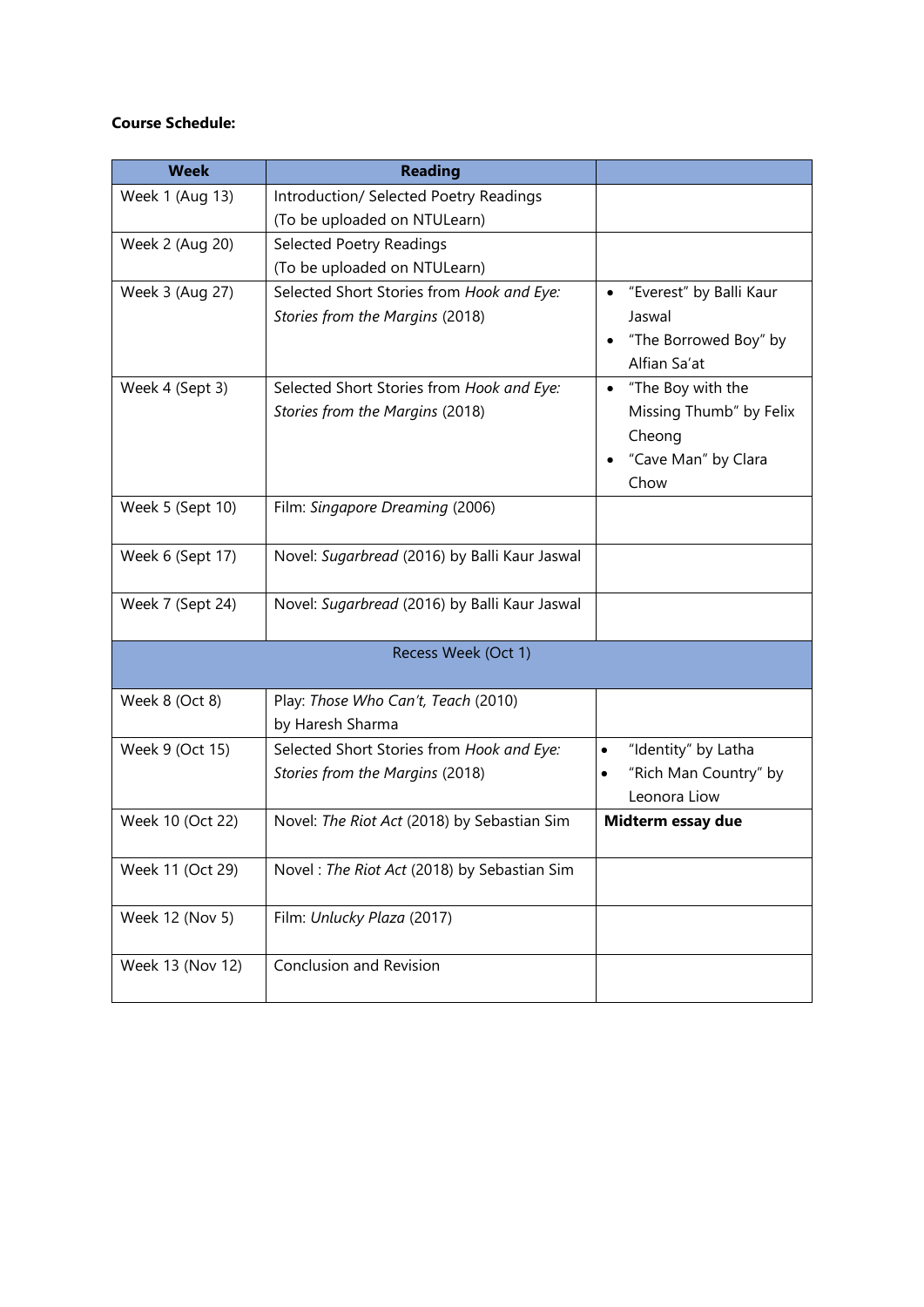**Course Schedule:**

| Week | Reading | |
|---|---|---|
| Week 1 (Aug 13) | Introduction/ Selected Poetry Readings (To be uploaded on NTULearn) | |
| Week 2 (Aug 20) | Selected Poetry Readings (To be uploaded on NTULearn) | |
| Week 3 (Aug 27) | Selected Short Stories from *Hook and Eye: Stories from the Margins* (2018) | • "Everest" by Balli Kaur Jaswal<br>• "The Borrowed Boy" by Alfian Sa'at |
| Week 4 (Sept 3) | Selected Short Stories from *Hook and Eye: Stories from the Margins* (2018) | • "The Boy with the Missing Thumb" by Felix Cheong<br>• "Cave Man" by Clara Chow |
| Week 5 (Sept 10) | Film: *Singapore Dreaming* (2006) | |
| Week 6 (Sept 17) | Novel: *Sugarbread* (2016) by Balli Kaur Jaswal | |
| Week 7 (Sept 24) | Novel: *Sugarbread* (2016) by Balli Kaur Jaswal | |
| Recess Week (Oct 1) | | |
| Week 8 (Oct 8) | Play: *Those Who Can't, Teach* (2010) by Haresh Sharma | |
| Week 9 (Oct 15) | Selected Short Stories from *Hook and Eye: Stories from the Margins* (2018) | • "Identity" by Latha<br>• "Rich Man Country" by Leonora Liow |
| Week 10 (Oct 22) | Novel: *The Riot Act* (2018) by Sebastian Sim | **Midterm essay due** |
| Week 11 (Oct 29) | Novel : *The Riot Act* (2018) by Sebastian Sim | |
| Week 12 (Nov 5) | Film: *Unlucky Plaza* (2017) | |
| Week 13 (Nov 12) | Conclusion and Revision | |